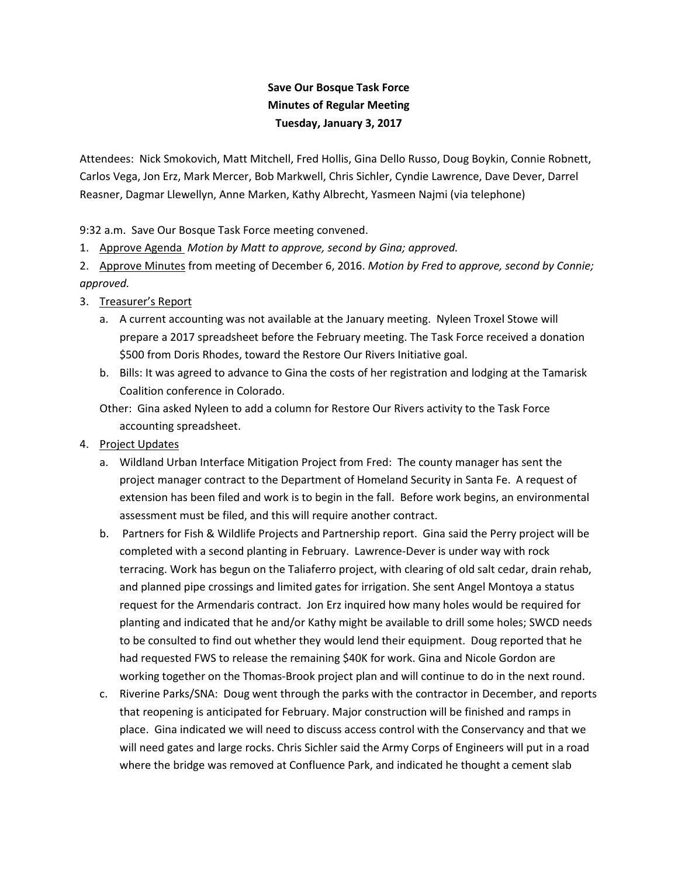**Save Our Bosque Task Force**
**Minutes of Regular Meeting**
**Tuesday, January 3, 2017**

Attendees: Nick Smokovich, Matt Mitchell, Fred Hollis, Gina Dello Russo, Doug Boykin, Connie Robnett, Carlos Vega, Jon Erz, Mark Mercer, Bob Markwell, Chris Sichler, Cyndie Lawrence, Dave Dever, Darrel Reasner, Dagmar Llewellyn, Anne Marken, Kathy Albrecht, Yasmeen Najmi (via telephone)

9:32 a.m. Save Our Bosque Task Force meeting convened.

1. Approve Agenda *Motion by Matt to approve, second by Gina; approved.*
2. Approve Minutes from meeting of December 6, 2016. *Motion by Fred to approve, second by Connie; approved.*
3. Treasurer's Report
   a. A current accounting was not available at the January meeting. Nyleen Troxel Stowe will prepare a 2017 spreadsheet before the February meeting. The Task Force received a donation $500 from Doris Rhodes, toward the Restore Our Rivers Initiative goal.
   b. Bills: It was agreed to advance to Gina the costs of her registration and lodging at the Tamarisk Coalition conference in Colorado.

   Other: Gina asked Nyleen to add a column for Restore Our Rivers activity to the Task Force accounting spreadsheet.
4. Project Updates
   a. Wildland Urban Interface Mitigation Project from Fred: The county manager has sent the project manager contract to the Department of Homeland Security in Santa Fe. A request of extension has been filed and work is to begin in the fall. Before work begins, an environmental assessment must be filed, and this will require another contract.
   b. Partners for Fish & Wildlife Projects and Partnership report. Gina said the Perry project will be completed with a second planting in February. Lawrence-Dever is under way with rock terracing. Work has begun on the Taliaferro project, with clearing of old salt cedar, drain rehab, and planned pipe crossings and limited gates for irrigation. She sent Angel Montoya a status request for the Armendaris contract. Jon Erz inquired how many holes would be required for planting and indicated that he and/or Kathy might be available to drill some holes; SWCD needs to be consulted to find out whether they would lend their equipment. Doug reported that he had requested FWS to release the remaining $40K for work. Gina and Nicole Gordon are working together on the Thomas-Brook project plan and will continue to do in the next round.
   c. Riverine Parks/SNA: Doug went through the parks with the contractor in December, and reports that reopening is anticipated for February. Major construction will be finished and ramps in place. Gina indicated we will need to discuss access control with the Conservancy and that we will need gates and large rocks. Chris Sichler said the Army Corps of Engineers will put in a road where the bridge was removed at Confluence Park, and indicated he thought a cement slab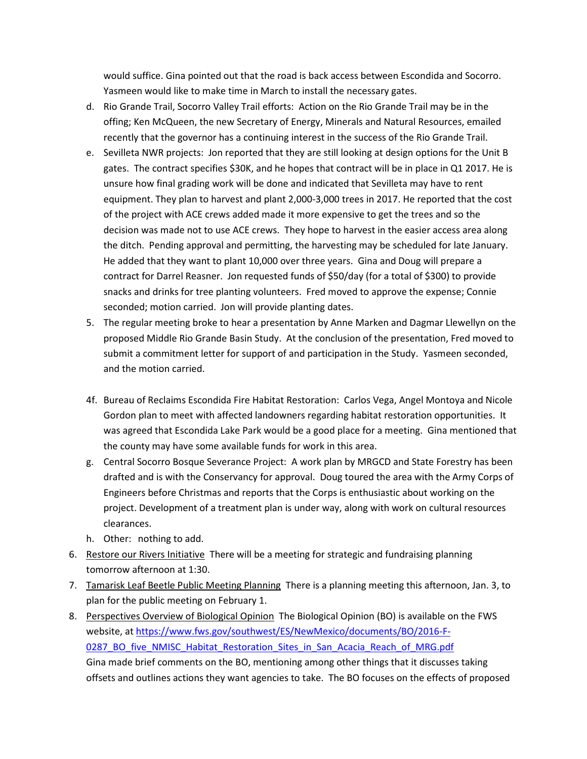would suffice. Gina pointed out that the road is back access between Escondida and Socorro. Yasmeen would like to make time in March to install the necessary gates.

d. Rio Grande Trail, Socorro Valley Trail efforts: Action on the Rio Grande Trail may be in the offing; Ken McQueen, the new Secretary of Energy, Minerals and Natural Resources, emailed recently that the governor has a continuing interest in the success of the Rio Grande Trail.

e. Sevilleta NWR projects: Jon reported that they are still looking at design options for the Unit B gates. The contract specifies $30K, and he hopes that contract will be in place in Q1 2017. He is unsure how final grading work will be done and indicated that Sevilleta may have to rent equipment. They plan to harvest and plant 2,000-3,000 trees in 2017. He reported that the cost of the project with ACE crews added made it more expensive to get the trees and so the decision was made not to use ACE crews. They hope to harvest in the easier access area along the ditch. Pending approval and permitting, the harvesting may be scheduled for late January. He added that they want to plant 10,000 over three years. Gina and Doug will prepare a contract for Darrel Reasner. Jon requested funds of $50/day (for a total of $300) to provide snacks and drinks for tree planting volunteers. Fred moved to approve the expense; Connie seconded; motion carried. Jon will provide planting dates.

5. The regular meeting broke to hear a presentation by Anne Marken and Dagmar Llewellyn on the proposed Middle Rio Grande Basin Study. At the conclusion of the presentation, Fred moved to submit a commitment letter for support of and participation in the Study. Yasmeen seconded, and the motion carried.

4f. Bureau of Reclaims Escondida Fire Habitat Restoration: Carlos Vega, Angel Montoya and Nicole Gordon plan to meet with affected landowners regarding habitat restoration opportunities. It was agreed that Escondida Lake Park would be a good place for a meeting. Gina mentioned that the county may have some available funds for work in this area.

g. Central Socorro Bosque Severance Project: A work plan by MRGCD and State Forestry has been drafted and is with the Conservancy for approval. Doug toured the area with the Army Corps of Engineers before Christmas and reports that the Corps is enthusiastic about working on the project. Development of a treatment plan is under way, along with work on cultural resources clearances.

h. Other: nothing to add.

6. Restore our Rivers Initiative There will be a meeting for strategic and fundraising planning tomorrow afternoon at 1:30.

7. Tamarisk Leaf Beetle Public Meeting Planning There is a planning meeting this afternoon, Jan. 3, to plan for the public meeting on February 1.

8. Perspectives Overview of Biological Opinion The Biological Opinion (BO) is available on the FWS website, at https://www.fws.gov/southwest/ES/NewMexico/documents/BO/2016-F-0287_BO_five_NMISC_Habitat_Restoration_Sites_in_San_Acacia_Reach_of_MRG.pdf
Gina made brief comments on the BO, mentioning among other things that it discusses taking offsets and outlines actions they want agencies to take. The BO focuses on the effects of proposed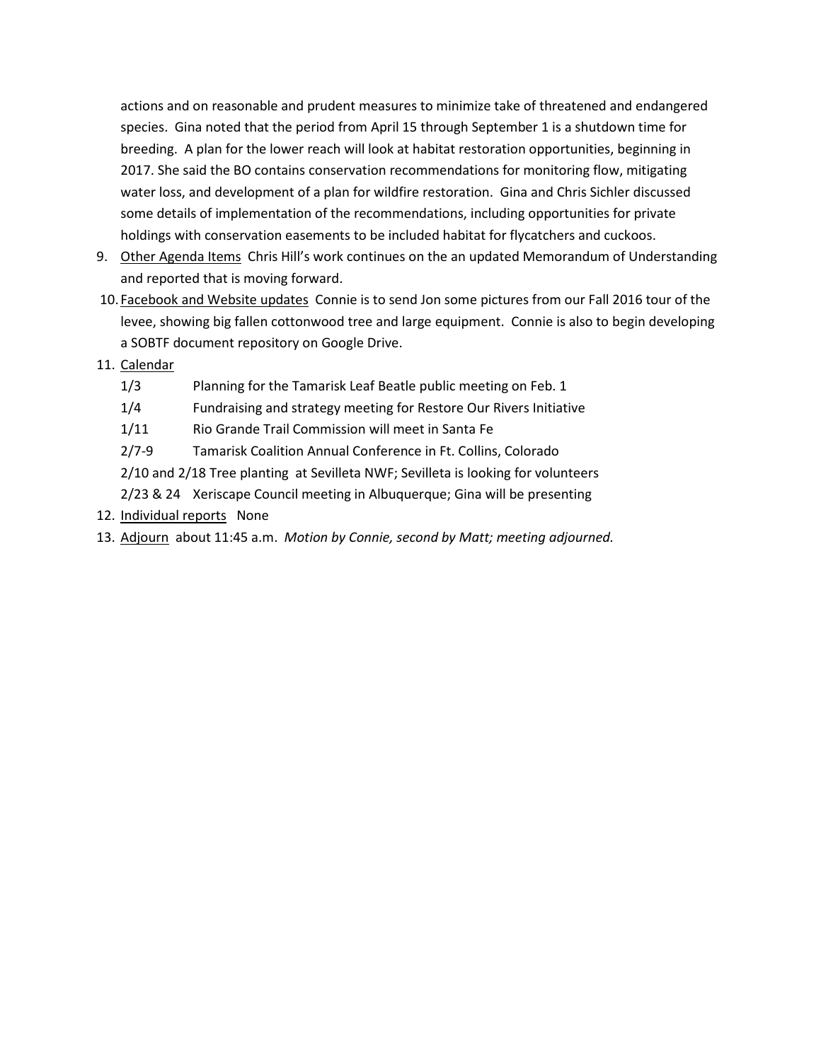actions and on reasonable and prudent measures to minimize take of threatened and endangered species. Gina noted that the period from April 15 through September 1 is a shutdown time for breeding. A plan for the lower reach will look at habitat restoration opportunities, beginning in 2017. She said the BO contains conservation recommendations for monitoring flow, mitigating water loss, and development of a plan for wildfire restoration. Gina and Chris Sichler discussed some details of implementation of the recommendations, including opportunities for private holdings with conservation easements to be included habitat for flycatchers and cuckoos.

9. <u>Other Agenda Items</u> Chris Hill's work continues on the an updated Memorandum of Understanding and reported that is moving forward.
10. <u>Facebook and Website updates</u> Connie is to send Jon some pictures from our Fall 2016 tour of the levee, showing big fallen cottonwood tree and large equipment. Connie is also to begin developing a SOBTF document repository on Google Drive.
11. <u>Calendar</u>
    - 1/3 Planning for the Tamarisk Leaf Beatle public meeting on Feb. 1
    - 1/4 Fundraising and strategy meeting for Restore Our Rivers Initiative
    - 1/11 Rio Grande Trail Commission will meet in Santa Fe
    - 2/7-9 Tamarisk Coalition Annual Conference in Ft. Collins, Colorado
    - 2/10 and 2/18 Tree planting at Sevilleta NWF; Sevilleta is looking for volunteers
    - 2/23 & 24 Xeriscape Council meeting in Albuquerque; Gina will be presenting
12. <u>Individual reports</u> None
13. <u>Adjourn</u> about 11:45 a.m. *Motion by Connie, second by Matt; meeting adjourned.*